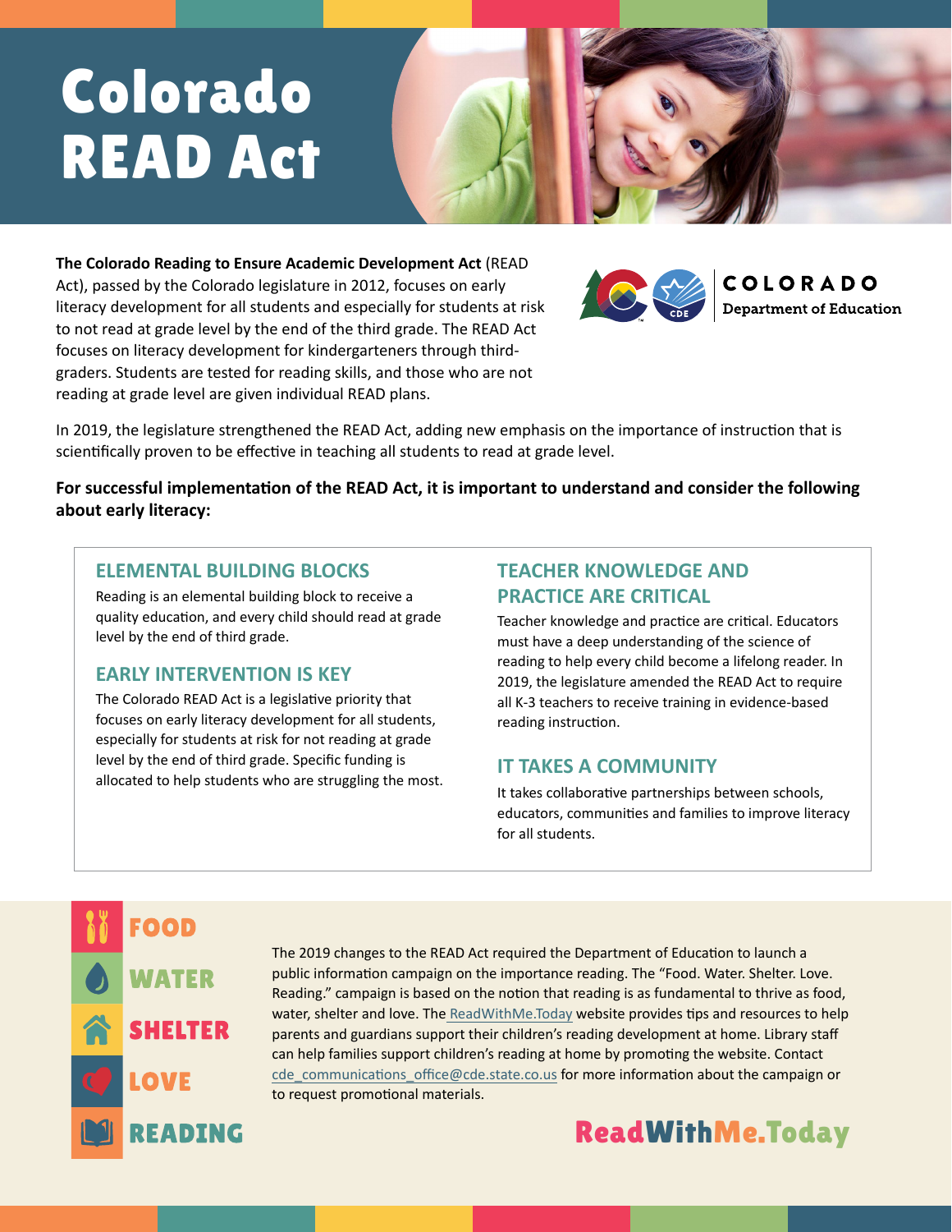# Colorado READ Act

COLORADO Department of Education

**The Colorado Reading to Ensure Academic Development Act** (READ Act), passed by the Colorado legislature in 2012, focuses on early literacy development for all students and especially for students at risk to not read at grade level by the end of the third grade. The READ Act focuses on literacy development for kindergarteners through third-graders. Students are tested for reading skills, and those who are not reading at grade level are given individual READ plans.

In 2019, the legislature strengthened the READ Act, adding new emphasis on the importance of instruction that is scientifically proven to be effective in teaching all students to read at grade level.

**For successful implementation of the READ Act, it is important to understand and consider the following about early literacy:**

## ELEMENTAL BUILDING BLOCKS

Reading is an elemental building block to receive a quality education, and every child should read at grade level by the end of third grade.

## EARLY INTERVENTION IS KEY

The Colorado READ Act is a legislative priority that focuses on early literacy development for all students, especially for students at risk for not reading at grade level by the end of third grade. Specific funding is allocated to help students who are struggling the most.

## TEACHER KNOWLEDGE AND PRACTICE ARE CRITICAL

Teacher knowledge and practice are critical. Educators must have a deep understanding of the science of reading to help every child become a lifelong reader. In 2019, the legislature amended the READ Act to require all K-3 teachers to receive training in evidence-based reading instruction.

## IT TAKES A COMMUNITY

It takes collaborative partnerships between schools, educators, communities and families to improve literacy for all students.

FOOD
WATER
SHELTER
LOVE
READING

The 2019 changes to the READ Act required the Department of Education to launch a public information campaign on the importance reading. The "Food. Water. Shelter. Love. Reading." campaign is based on the notion that reading is as fundamental to thrive as food, water, shelter and love. The ReadWithMe.Today website provides tips and resources to help parents and guardians support their children's reading development at home. Library staff can help families support children's reading at home by promoting the website. Contact cde_communications_office@cde.state.co.us for more information about the campaign or to request promotional materials.

ReadWithMe.Today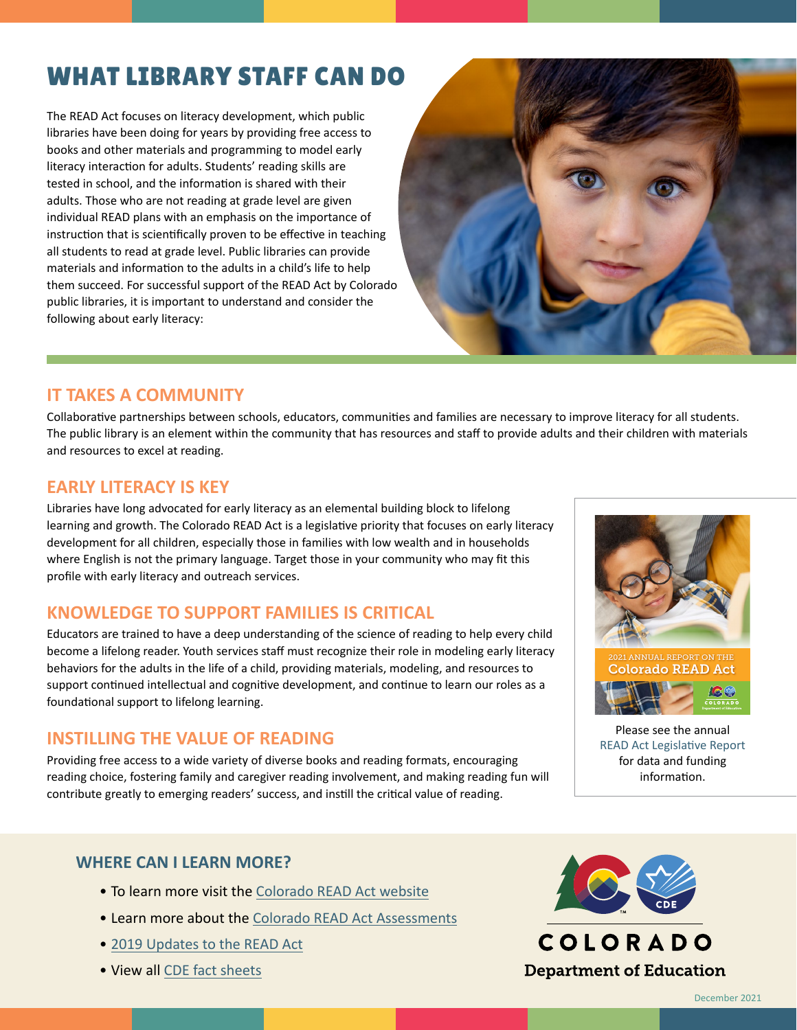# WHAT LIBRARY STAFF CAN DO

The READ Act focuses on literacy development, which public libraries have been doing for years by providing free access to books and other materials and programming to model early literacy interaction for adults. Students' reading skills are tested in school, and the information is shared with their adults. Those who are not reading at grade level are given individual READ plans with an emphasis on the importance of instruction that is scientifically proven to be effective in teaching all students to read at grade level. Public libraries can provide materials and information to the adults in a child's life to help them succeed. For successful support of the READ Act by Colorado public libraries, it is important to understand and consider the following about early literacy:

## IT TAKES A COMMUNITY

Collaborative partnerships between schools, educators, communities and families are necessary to improve literacy for all students. The public library is an element within the community that has resources and staff to provide adults and their children with materials and resources to excel at reading.

## EARLY LITERACY IS KEY

Libraries have long advocated for early literacy as an elemental building block to lifelong learning and growth. The Colorado READ Act is a legislative priority that focuses on early literacy development for all children, especially those in families with low wealth and in households where English is not the primary language. Target those in your community who may fit this profile with early literacy and outreach services.

## KNOWLEDGE TO SUPPORT FAMILIES IS CRITICAL

Educators are trained to have a deep understanding of the science of reading to help every child become a lifelong reader. Youth services staff must recognize their role in modeling early literacy behaviors for the adults in the life of a child, providing materials, modeling, and resources to support continued intellectual and cognitive development, and continue to learn our roles as a foundational support to lifelong learning.

## INSTILLING THE VALUE OF READING

Providing free access to a wide variety of diverse books and reading formats, encouraging reading choice, fostering family and caregiver reading involvement, and making reading fun will contribute greatly to emerging readers' success, and instill the critical value of reading.

2021 ANNUAL REPORT ON THE Colorado READ Act

Please see the annual READ Act Legislative Report for data and funding information.

## WHERE CAN I LEARN MORE?

- To learn more visit the Colorado READ Act website
- Learn more about the Colorado READ Act Assessments
- 2019 Updates to the READ Act
- View all CDE fact sheets

COLORADO Department of Education

December 2021